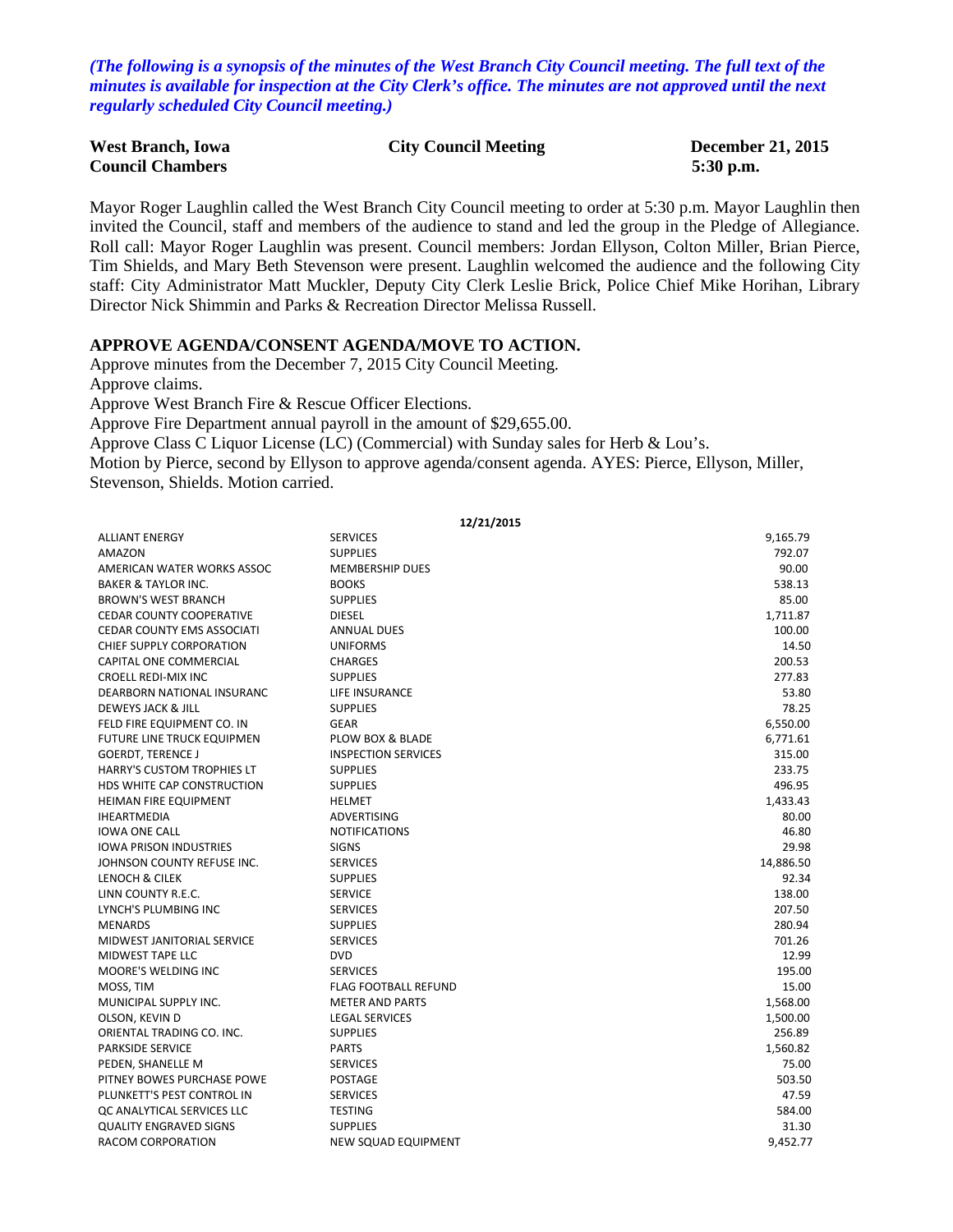*(The following is a synopsis of the minutes of the West Branch City Council meeting. The full text of the minutes is available for inspection at the City Clerk's office. The minutes are not approved until the next regularly scheduled City Council meeting.)*

| **West Branch, Iowa** | **City Council Meeting** | **December 21, 2015** |
|---|---|---|
| **Council Chambers** | | **5:30 p.m.** |

Mayor Roger Laughlin called the West Branch City Council meeting to order at 5:30 p.m. Mayor Laughlin then invited the Council, staff and members of the audience to stand and led the group in the Pledge of Allegiance. Roll call: Mayor Roger Laughlin was present. Council members: Jordan Ellyson, Colton Miller, Brian Pierce, Tim Shields, and Mary Beth Stevenson were present. Laughlin welcomed the audience and the following City staff: City Administrator Matt Muckler, Deputy City Clerk Leslie Brick, Police Chief Mike Horihan, Library Director Nick Shimmin and Parks & Recreation Director Melissa Russell.

**APPROVE AGENDA/CONSENT AGENDA/MOVE TO ACTION.**

Approve minutes from the December 7, 2015 City Council Meeting.
Approve claims.
Approve West Branch Fire & Rescue Officer Elections.
Approve Fire Department annual payroll in the amount of $29,655.00.
Approve Class C Liquor License (LC) (Commercial) with Sunday sales for Herb & Lou's.
Motion by Pierce, second by Ellyson to approve agenda/consent agenda. AYES: Pierce, Ellyson, Miller, Stevenson, Shields. Motion carried.

**12/21/2015**

| | | |
|---|---|---|
| ALLIANT ENERGY | SERVICES | 9,165.79 |
| AMAZON | SUPPLIES | 792.07 |
| AMERICAN WATER WORKS ASSOC | MEMBERSHIP DUES | 90.00 |
| BAKER & TAYLOR INC. | BOOKS | 538.13 |
| BROWN'S WEST BRANCH | SUPPLIES | 85.00 |
| CEDAR COUNTY COOPERATIVE | DIESEL | 1,711.87 |
| CEDAR COUNTY EMS ASSOCIATI | ANNUAL DUES | 100.00 |
| CHIEF SUPPLY CORPORATION | UNIFORMS | 14.50 |
| CAPITAL ONE COMMERCIAL | CHARGES | 200.53 |
| CROELL REDI-MIX INC | SUPPLIES | 277.83 |
| DEARBORN NATIONAL INSURANC | LIFE INSURANCE | 53.80 |
| DEWEYS JACK & JILL | SUPPLIES | 78.25 |
| FELD FIRE EQUIPMENT CO. IN | GEAR | 6,550.00 |
| FUTURE LINE TRUCK EQUIPMEN | PLOW BOX & BLADE | 6,771.61 |
| GOERDT, TERENCE J | INSPECTION SERVICES | 315.00 |
| HARRY'S CUSTOM TROPHIES LT | SUPPLIES | 233.75 |
| HDS WHITE CAP CONSTRUCTION | SUPPLIES | 496.95 |
| HEIMAN FIRE EQUIPMENT | HELMET | 1,433.43 |
| IHEARTMEDIA | ADVERTISING | 80.00 |
| IOWA ONE CALL | NOTIFICATIONS | 46.80 |
| IOWA PRISON INDUSTRIES | SIGNS | 29.98 |
| JOHNSON COUNTY REFUSE INC. | SERVICES | 14,886.50 |
| LENOCH & CILEK | SUPPLIES | 92.34 |
| LINN COUNTY R.E.C. | SERVICE | 138.00 |
| LYNCH'S PLUMBING INC | SERVICES | 207.50 |
| MENARDS | SUPPLIES | 280.94 |
| MIDWEST JANITORIAL SERVICE | SERVICES | 701.26 |
| MIDWEST TAPE LLC | DVD | 12.99 |
| MOORE'S WELDING INC | SERVICES | 195.00 |
| MOSS, TIM | FLAG FOOTBALL REFUND | 15.00 |
| MUNICIPAL SUPPLY INC. | METER AND PARTS | 1,568.00 |
| OLSON, KEVIN D | LEGAL SERVICES | 1,500.00 |
| ORIENTAL TRADING CO. INC. | SUPPLIES | 256.89 |
| PARKSIDE SERVICE | PARTS | 1,560.82 |
| PEDEN, SHANELLE M | SERVICES | 75.00 |
| PITNEY BOWES PURCHASE POWE | POSTAGE | 503.50 |
| PLUNKETT'S PEST CONTROL IN | SERVICES | 47.59 |
| QC ANALYTICAL SERVICES LLC | TESTING | 584.00 |
| QUALITY ENGRAVED SIGNS | SUPPLIES | 31.30 |
| RACOM CORPORATION | NEW SQUAD EQUIPMENT | 9,452.77 |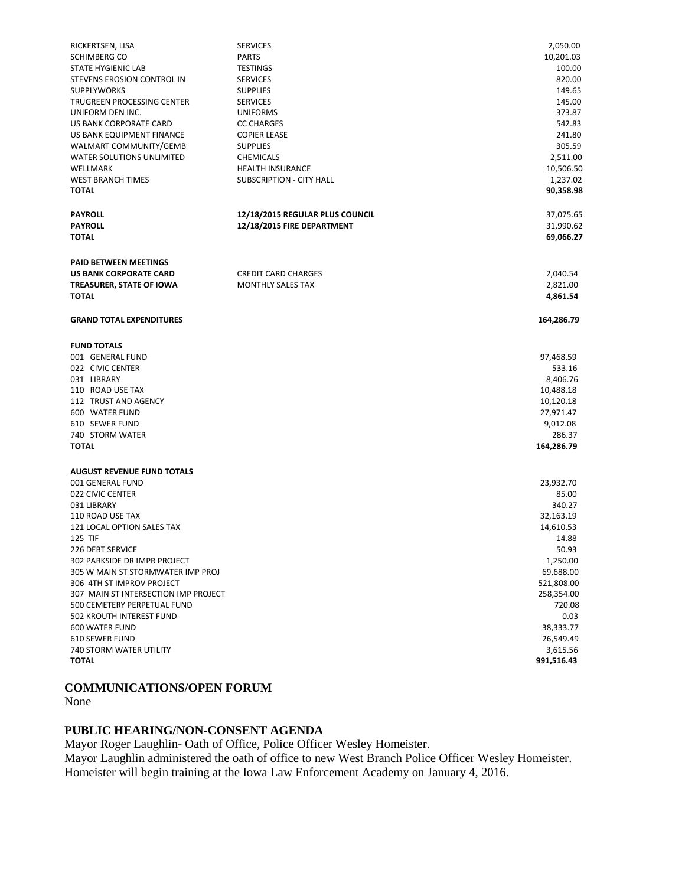| | | |
|---|---|---|
| RICKERTSEN, LISA | SERVICES | 2,050.00 |
| SCHIMBERG CO | PARTS | 10,201.03 |
| STATE HYGIENIC LAB | TESTINGS | 100.00 |
| STEVENS EROSION CONTROL IN | SERVICES | 820.00 |
| SUPPLYWORKS | SUPPLIES | 149.65 |
| TRUGREEN PROCESSING CENTER | SERVICES | 145.00 |
| UNIFORM DEN INC. | UNIFORMS | 373.87 |
| US BANK CORPORATE CARD | CC CHARGES | 542.83 |
| US BANK EQUIPMENT FINANCE | COPIER LEASE | 241.80 |
| WALMART COMMUNITY/GEMB | SUPPLIES | 305.59 |
| WATER SOLUTIONS UNLIMITED | CHEMICALS | 2,511.00 |
| WELLMARK | HEALTH INSURANCE | 10,506.50 |
| WEST BRANCH TIMES | SUBSCRIPTION - CITY HALL | 1,237.02 |
| **TOTAL** | | **90,358.98** |
| | | |
| **PAYROLL** | **12/18/2015 REGULAR PLUS COUNCIL** | 37,075.65 |
| **PAYROLL** | **12/18/2015 FIRE DEPARTMENT** | 31,990.62 |
| **TOTAL** | | **69,066.27** |
| | | |
| **PAID BETWEEN MEETINGS** | | |
| **US BANK CORPORATE CARD** | CREDIT CARD CHARGES | 2,040.54 |
| **TREASURER, STATE OF IOWA** | MONTHLY SALES TAX | 2,821.00 |
| **TOTAL** | | **4,861.54** |
| | | |
| **GRAND TOTAL EXPENDITURES** | | **164,286.79** |

| **FUND TOTALS** | |
|---|---|
| 001 GENERAL FUND | 97,468.59 |
| 022 CIVIC CENTER | 533.16 |
| 031 LIBRARY | 8,406.76 |
| 110 ROAD USE TAX | 10,488.18 |
| 112 TRUST AND AGENCY | 10,120.18 |
| 600 WATER FUND | 27,971.47 |
| 610 SEWER FUND | 9,012.08 |
| 740 STORM WATER | 286.37 |
| **TOTAL** | **164,286.79** |

| **AUGUST REVENUE FUND TOTALS** | |
|---|---|
| 001 GENERAL FUND | 23,932.70 |
| 022 CIVIC CENTER | 85.00 |
| 031 LIBRARY | 340.27 |
| 110 ROAD USE TAX | 32,163.19 |
| 121 LOCAL OPTION SALES TAX | 14,610.53 |
| 125 TIF | 14.88 |
| 226 DEBT SERVICE | 50.93 |
| 302 PARKSIDE DR IMPR PROJECT | 1,250.00 |
| 305 W MAIN ST STORMWATER IMP PROJ | 69,688.00 |
| 306 4TH ST IMPROV PROJECT | 521,808.00 |
| 307 MAIN ST INTERSECTION IMP PROJECT | 258,354.00 |
| 500 CEMETERY PERPETUAL FUND | 720.08 |
| 502 KROUTH INTEREST FUND | 0.03 |
| 600 WATER FUND | 38,333.77 |
| 610 SEWER FUND | 26,549.49 |
| 740 STORM WATER UTILITY | 3,615.56 |
| **TOTAL** | **991,516.43** |

## COMMUNICATIONS/OPEN FORUM

None

## PUBLIC HEARING/NON-CONSENT AGENDA

Mayor Roger Laughlin- Oath of Office, Police Officer Wesley Homeister.

Mayor Laughlin administered the oath of office to new West Branch Police Officer Wesley Homeister. Homeister will begin training at the Iowa Law Enforcement Academy on January 4, 2016.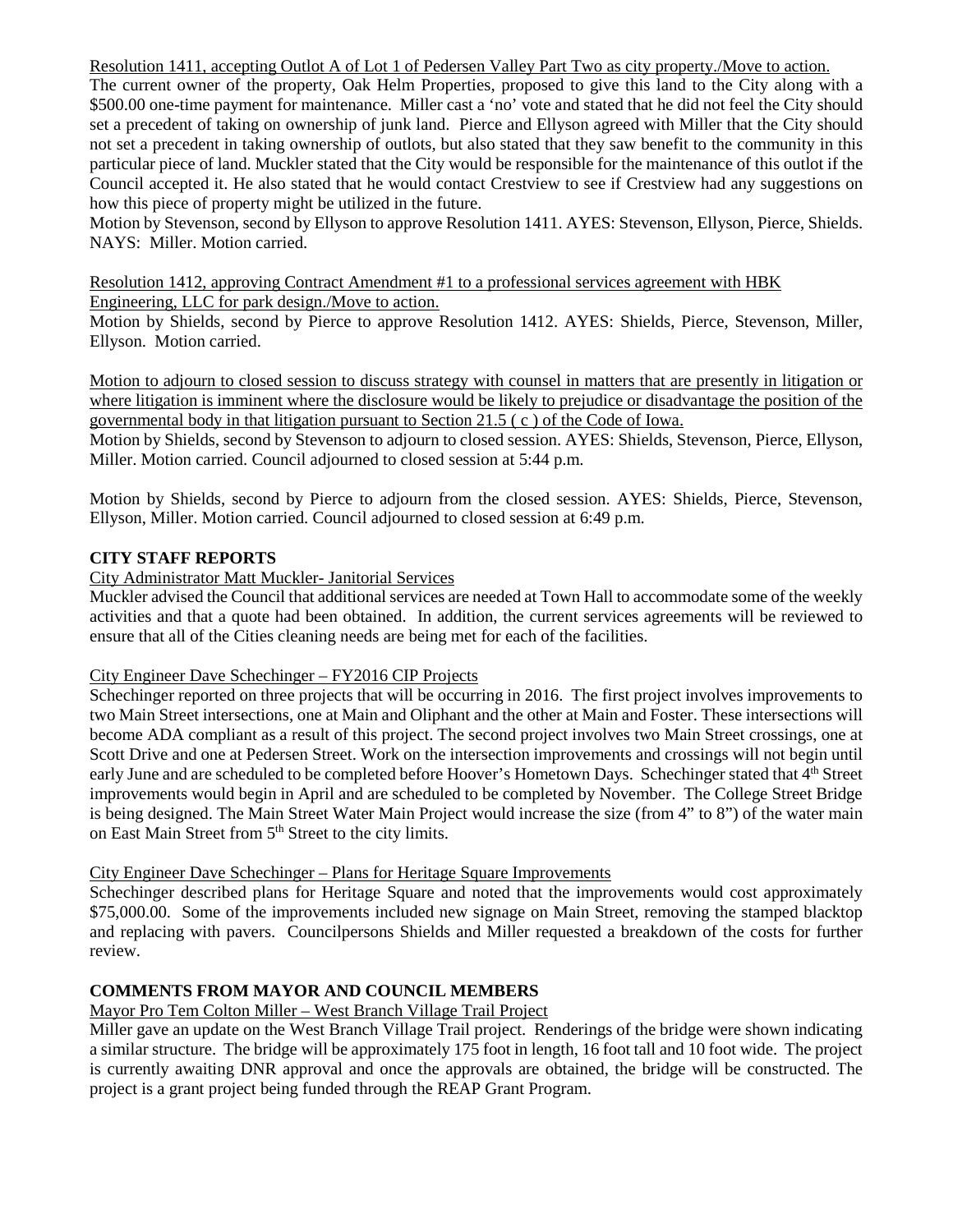Resolution 1411, accepting Outlot A of Lot 1 of Pedersen Valley Part Two as city property./Move to action.

The current owner of the property, Oak Helm Properties, proposed to give this land to the City along with a $500.00 one-time payment for maintenance. Miller cast a 'no' vote and stated that he did not feel the City should set a precedent of taking on ownership of junk land. Pierce and Ellyson agreed with Miller that the City should not set a precedent in taking ownership of outlots, but also stated that they saw benefit to the community in this particular piece of land. Muckler stated that the City would be responsible for the maintenance of this outlot if the Council accepted it. He also stated that he would contact Crestview to see if Crestview had any suggestions on how this piece of property might be utilized in the future.

Motion by Stevenson, second by Ellyson to approve Resolution 1411. AYES: Stevenson, Ellyson, Pierce, Shields. NAYS: Miller. Motion carried.

Resolution 1412, approving Contract Amendment #1 to a professional services agreement with HBK Engineering, LLC for park design./Move to action.

Motion by Shields, second by Pierce to approve Resolution 1412. AYES: Shields, Pierce, Stevenson, Miller, Ellyson. Motion carried.

Motion to adjourn to closed session to discuss strategy with counsel in matters that are presently in litigation or where litigation is imminent where the disclosure would be likely to prejudice or disadvantage the position of the governmental body in that litigation pursuant to Section 21.5 ( c ) of the Code of Iowa.

Motion by Shields, second by Stevenson to adjourn to closed session. AYES: Shields, Stevenson, Pierce, Ellyson, Miller. Motion carried. Council adjourned to closed session at 5:44 p.m.

Motion by Shields, second by Pierce to adjourn from the closed session. AYES: Shields, Pierce, Stevenson, Ellyson, Miller. Motion carried. Council adjourned to closed session at 6:49 p.m.

**CITY STAFF REPORTS**

City Administrator Matt Muckler- Janitorial Services

Muckler advised the Council that additional services are needed at Town Hall to accommodate some of the weekly activities and that a quote had been obtained. In addition, the current services agreements will be reviewed to ensure that all of the Cities cleaning needs are being met for each of the facilities.

City Engineer Dave Schechinger – FY2016 CIP Projects

Schechinger reported on three projects that will be occurring in 2016. The first project involves improvements to two Main Street intersections, one at Main and Oliphant and the other at Main and Foster. These intersections will become ADA compliant as a result of this project. The second project involves two Main Street crossings, one at Scott Drive and one at Pedersen Street. Work on the intersection improvements and crossings will not begin until early June and are scheduled to be completed before Hoover's Hometown Days. Schechinger stated that 4th Street improvements would begin in April and are scheduled to be completed by November. The College Street Bridge is being designed. The Main Street Water Main Project would increase the size (from 4" to 8") of the water main on East Main Street from 5th Street to the city limits.

City Engineer Dave Schechinger – Plans for Heritage Square Improvements

Schechinger described plans for Heritage Square and noted that the improvements would cost approximately $75,000.00. Some of the improvements included new signage on Main Street, removing the stamped blacktop and replacing with pavers. Councilpersons Shields and Miller requested a breakdown of the costs for further review.

**COMMENTS FROM MAYOR AND COUNCIL MEMBERS**

Mayor Pro Tem Colton Miller – West Branch Village Trail Project

Miller gave an update on the West Branch Village Trail project. Renderings of the bridge were shown indicating a similar structure. The bridge will be approximately 175 foot in length, 16 foot tall and 10 foot wide. The project is currently awaiting DNR approval and once the approvals are obtained, the bridge will be constructed. The project is a grant project being funded through the REAP Grant Program.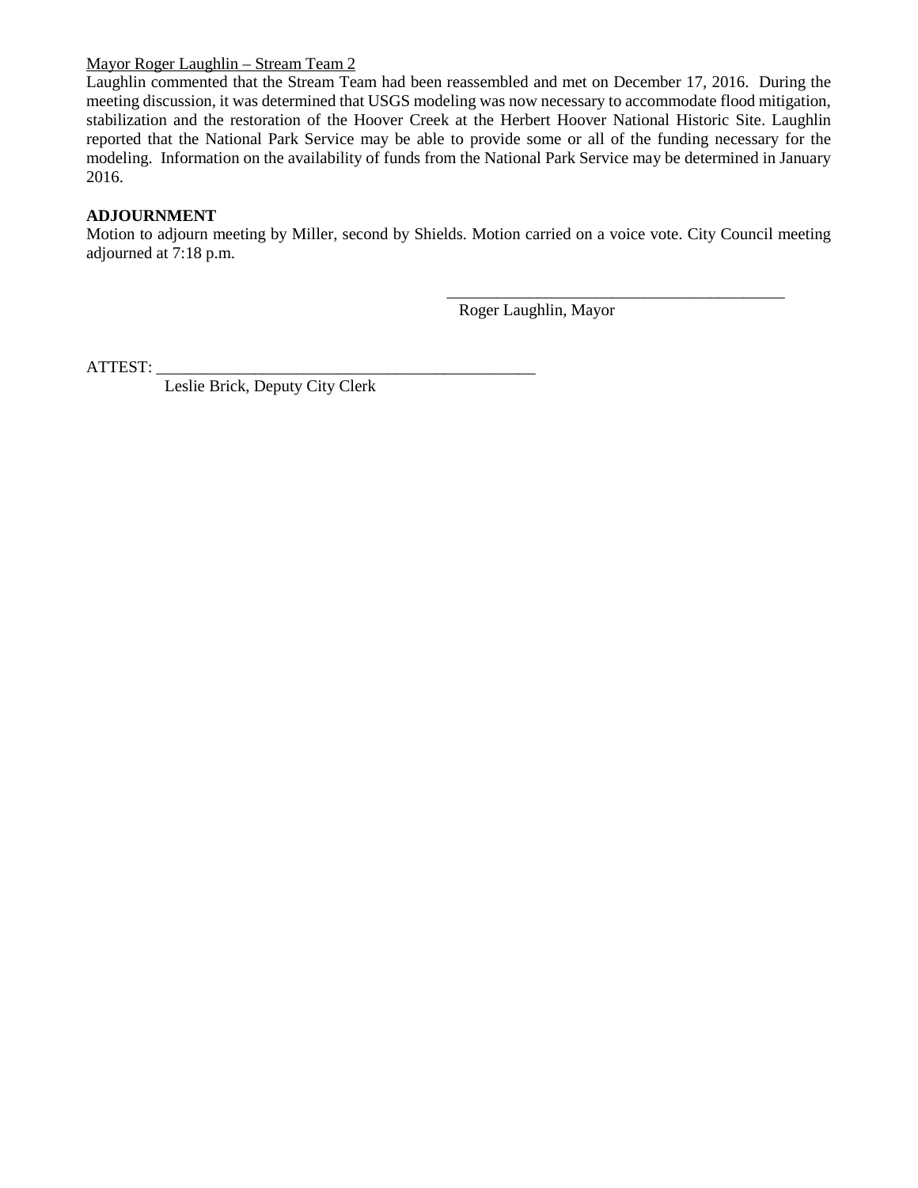Mayor Roger Laughlin – Stream Team 2

Laughlin commented that the Stream Team had been reassembled and met on December 17, 2016. During the meeting discussion, it was determined that USGS modeling was now necessary to accommodate flood mitigation, stabilization and the restoration of the Hoover Creek at the Herbert Hoover National Historic Site. Laughlin reported that the National Park Service may be able to provide some or all of the funding necessary for the modeling. Information on the availability of funds from the National Park Service may be determined in January 2016.

**ADJOURNMENT**

Motion to adjourn meeting by Miller, second by Shields. Motion carried on a voice vote. City Council meeting adjourned at 7:18 p.m.

\_\_\_\_\_\_\_\_\_\_\_\_\_\_\_\_\_\_\_\_\_\_\_\_\_\_\_\_\_\_\_\_\_\_\_\_\_\_\_\_\_\_

Roger Laughlin, Mayor

ATTEST: \_\_\_\_\_\_\_\_\_\_\_\_\_\_\_\_\_\_\_\_\_\_\_\_\_\_\_\_\_\_\_\_\_\_\_\_\_\_\_\_\_\_\_\_\_\_\_\_

Leslie Brick, Deputy City Clerk